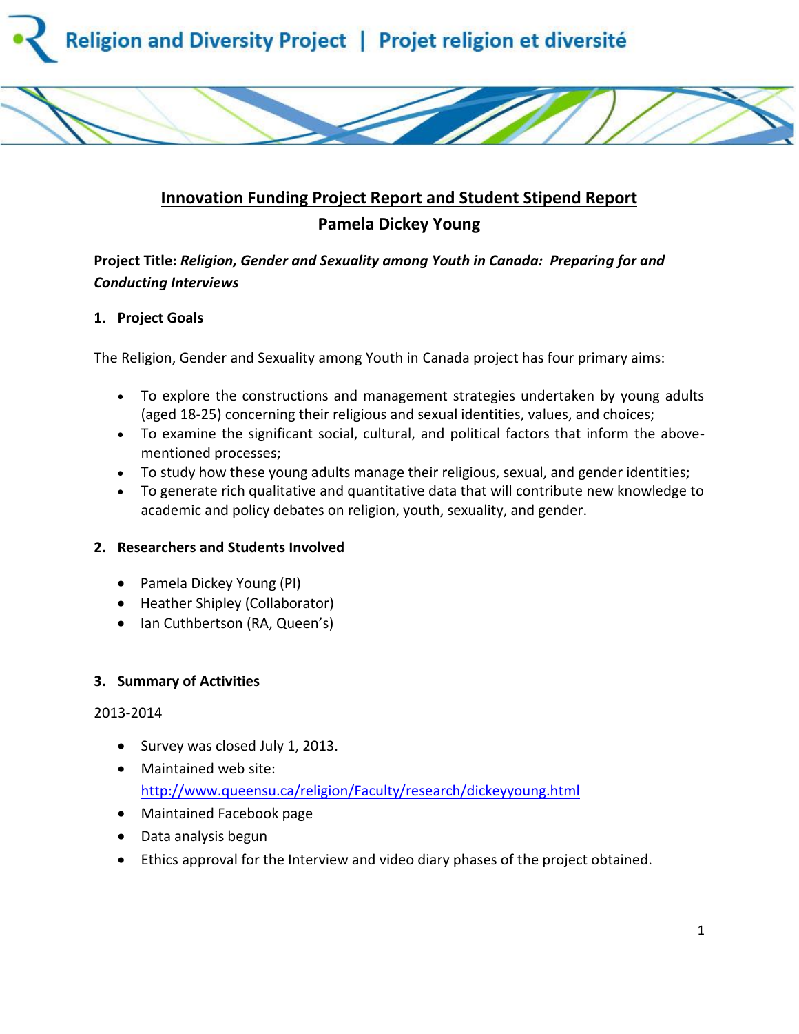Religion and Diversity Project | Projet religion et diversité

# Innovation Funding Project Report and Student Stipend Report

## Pamela Dickey Young

**Project Title:** ***Religion, Gender and Sexuality among Youth in Canada: Preparing for and Conducting Interviews***

### 1. Project Goals

The Religion, Gender and Sexuality among Youth in Canada project has four primary aims:

- To explore the constructions and management strategies undertaken by young adults (aged 18-25) concerning their religious and sexual identities, values, and choices;
- To examine the significant social, cultural, and political factors that inform the above-mentioned processes;
- To study how these young adults manage their religious, sexual, and gender identities;
- To generate rich qualitative and quantitative data that will contribute new knowledge to academic and policy debates on religion, youth, sexuality, and gender.

### 2. Researchers and Students Involved

- Pamela Dickey Young (PI)
- Heather Shipley (Collaborator)
- Ian Cuthbertson (RA, Queen's)

### 3. Summary of Activities

2013-2014

- Survey was closed July 1, 2013.
- Maintained web site: http://www.queensu.ca/religion/Faculty/research/dickeyyoung.html
- Maintained Facebook page
- Data analysis begun
- Ethics approval for the Interview and video diary phases of the project obtained.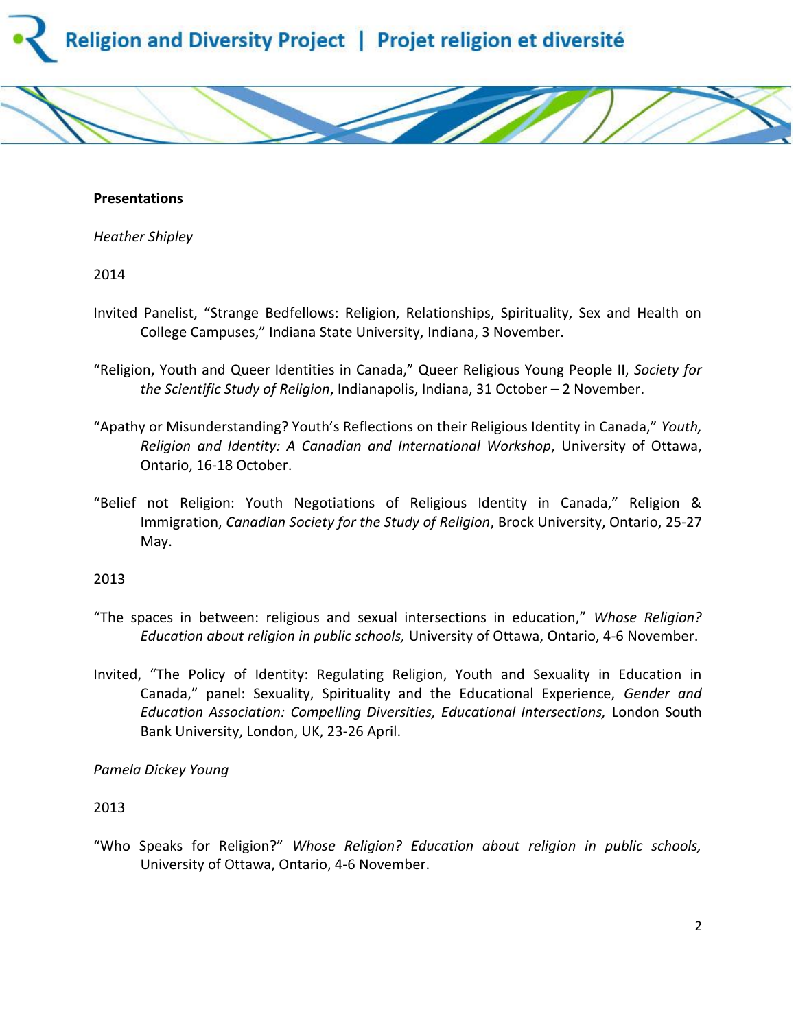**Presentations**

*Heather Shipley*

2014

Invited Panelist, “Strange Bedfellows: Religion, Relationships, Spirituality, Sex and Health on College Campuses,” Indiana State University, Indiana, 3 November.

“Religion, Youth and Queer Identities in Canada,” Queer Religious Young People II, *Society for the Scientific Study of Religion*, Indianapolis, Indiana, 31 October – 2 November.

“Apathy or Misunderstanding? Youth’s Reflections on their Religious Identity in Canada,” *Youth, Religion and Identity: A Canadian and International Workshop*, University of Ottawa, Ontario, 16-18 October.

“Belief not Religion: Youth Negotiations of Religious Identity in Canada,” Religion & Immigration, *Canadian Society for the Study of Religion*, Brock University, Ontario, 25-27 May.

2013

“The spaces in between: religious and sexual intersections in education,” *Whose Religion? Education about religion in public schools,* University of Ottawa, Ontario, 4-6 November.

Invited, “The Policy of Identity: Regulating Religion, Youth and Sexuality in Education in Canada,” panel: Sexuality, Spirituality and the Educational Experience, *Gender and Education Association: Compelling Diversities, Educational Intersections,* London South Bank University, London, UK, 23-26 April.

*Pamela Dickey Young*

2013

“Who Speaks for Religion?” *Whose Religion? Education about religion in public schools,* University of Ottawa, Ontario, 4-6 November.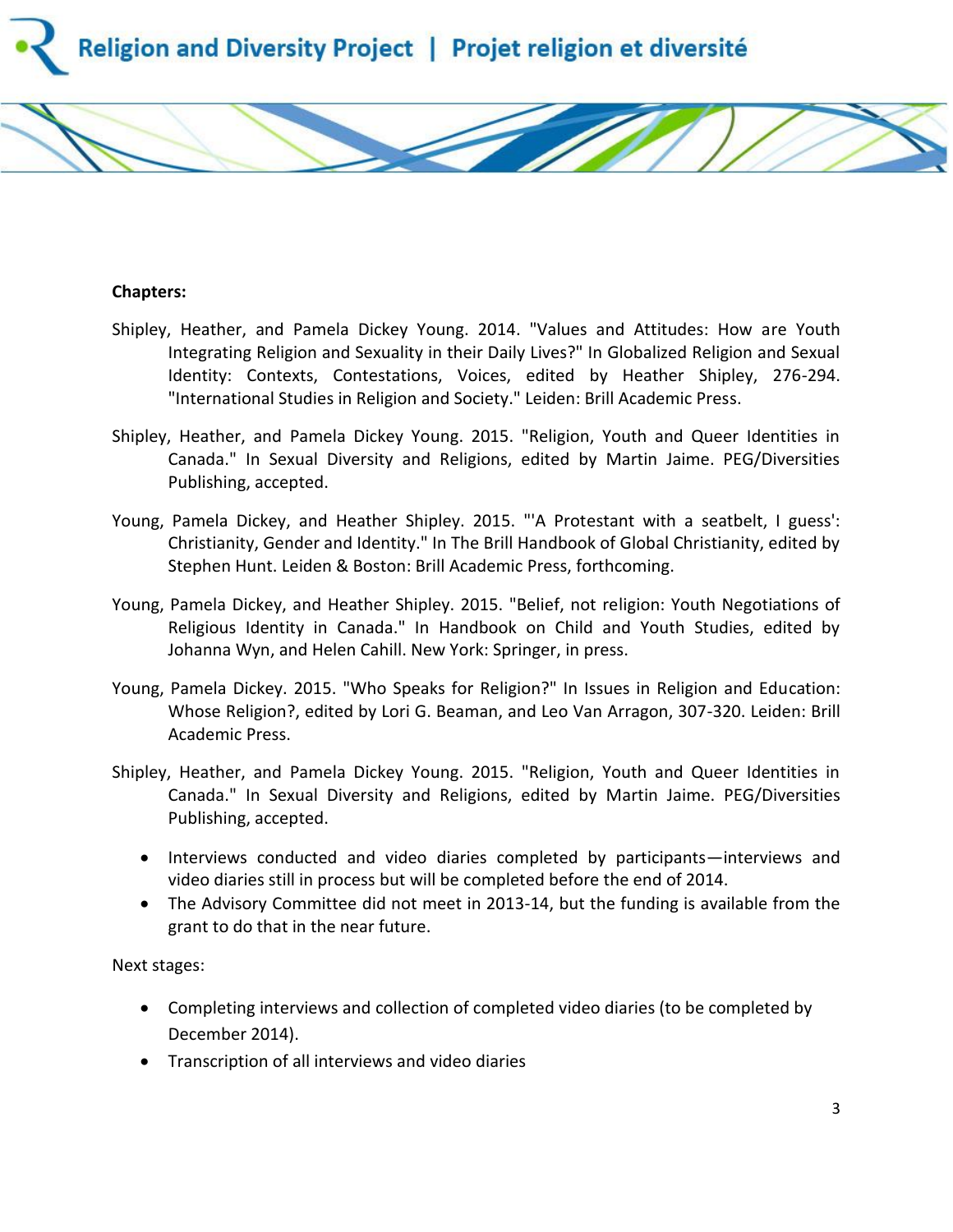**Chapters:**

Shipley, Heather, and Pamela Dickey Young. 2014. "Values and Attitudes: How are Youth Integrating Religion and Sexuality in their Daily Lives?" In Globalized Religion and Sexual Identity: Contexts, Contestations, Voices, edited by Heather Shipley, 276-294. "International Studies in Religion and Society." Leiden: Brill Academic Press.

Shipley, Heather, and Pamela Dickey Young. 2015. "Religion, Youth and Queer Identities in Canada." In Sexual Diversity and Religions, edited by Martin Jaime. PEG/Diversities Publishing, accepted.

Young, Pamela Dickey, and Heather Shipley. 2015. "'A Protestant with a seatbelt, I guess': Christianity, Gender and Identity." In The Brill Handbook of Global Christianity, edited by Stephen Hunt. Leiden & Boston: Brill Academic Press, forthcoming.

Young, Pamela Dickey, and Heather Shipley. 2015. "Belief, not religion: Youth Negotiations of Religious Identity in Canada." In Handbook on Child and Youth Studies, edited by Johanna Wyn, and Helen Cahill. New York: Springer, in press.

Young, Pamela Dickey. 2015. "Who Speaks for Religion?" In Issues in Religion and Education: Whose Religion?, edited by Lori G. Beaman, and Leo Van Arragon, 307-320. Leiden: Brill Academic Press.

Shipley, Heather, and Pamela Dickey Young. 2015. "Religion, Youth and Queer Identities in Canada." In Sexual Diversity and Religions, edited by Martin Jaime. PEG/Diversities Publishing, accepted.

- Interviews conducted and video diaries completed by participants—interviews and video diaries still in process but will be completed before the end of 2014.
- The Advisory Committee did not meet in 2013-14, but the funding is available from the grant to do that in the near future.

Next stages:

- Completing interviews and collection of completed video diaries (to be completed by December 2014).
- Transcription of all interviews and video diaries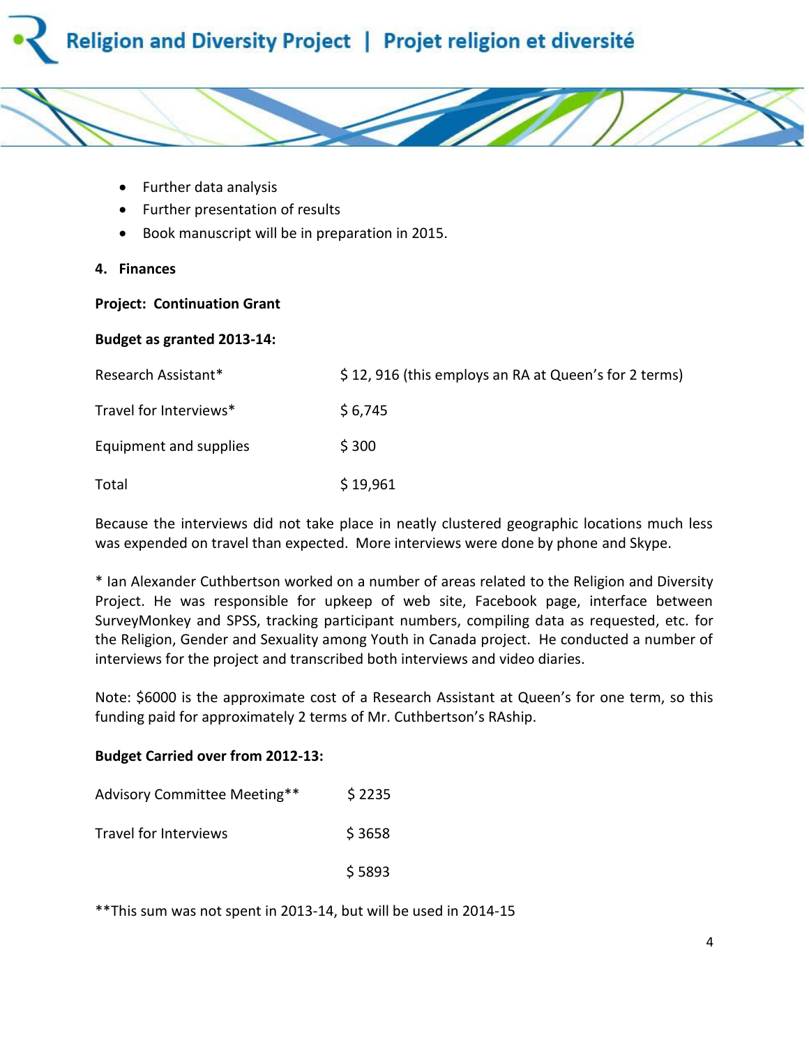- Further data analysis
- Further presentation of results
- Book manuscript will be in preparation in 2015.

## 4. Finances

**Project: Continuation Grant**

**Budget as granted 2013-14:**

| | |
|---|---|
| Research Assistant* | $ 12, 916 (this employs an RA at Queen's for 2 terms) |
| Travel for Interviews* | $ 6,745 |
| Equipment and supplies | $ 300 |
| Total | $ 19,961 |

Because the interviews did not take place in neatly clustered geographic locations much less was expended on travel than expected. More interviews were done by phone and Skype.

* Ian Alexander Cuthbertson worked on a number of areas related to the Religion and Diversity Project. He was responsible for upkeep of web site, Facebook page, interface between SurveyMonkey and SPSS, tracking participant numbers, compiling data as requested, etc. for the Religion, Gender and Sexuality among Youth in Canada project. He conducted a number of interviews for the project and transcribed both interviews and video diaries.

Note: $6000 is the approximate cost of a Research Assistant at Queen's for one term, so this funding paid for approximately 2 terms of Mr. Cuthbertson's RAship.

**Budget Carried over from 2012-13:**

| | |
|---|---|
| Advisory Committee Meeting** | $ 2235 |
| Travel for Interviews | $ 3658 |
| | $ 5893 |

**This sum was not spent in 2013-14, but will be used in 2014-15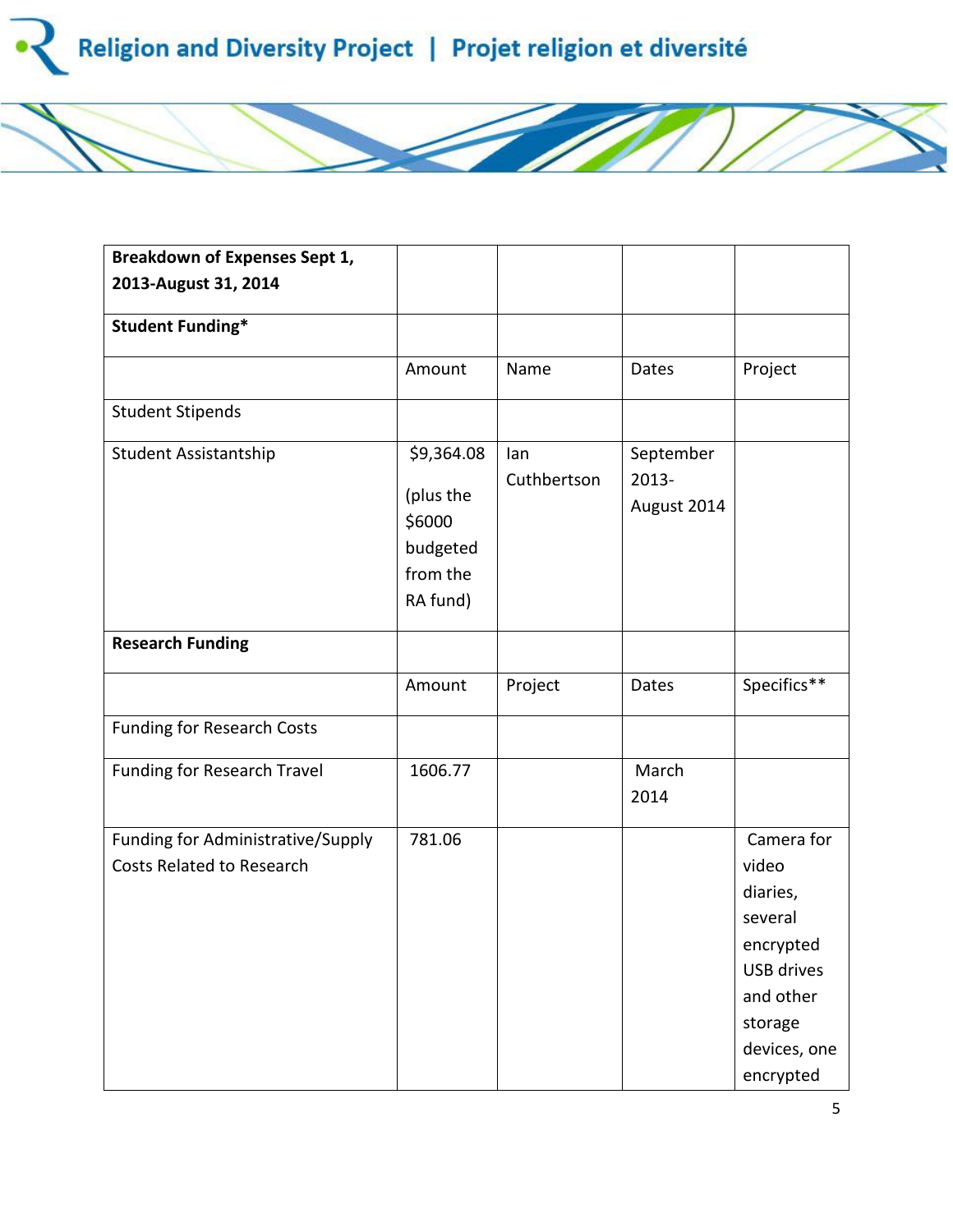| Breakdown of Expenses Sept 1, 2013-August 31, 2014 | | | | |
|---|---|---|---|---|
| **Student Funding*** | | | | |
| | Amount | Name | Dates | Project |
| Student Stipends | | | | |
| Student Assistantship | $9,364.08 (plus the $6000 budgeted from the RA fund) | Ian Cuthbertson | September 2013-August 2014 | |
| **Research Funding** | | | | |
| | Amount | Project | Dates | Specifics** |
| Funding for Research Costs | | | | |
| Funding for Research Travel | 1606.77 | | March 2014 | |
| Funding for Administrative/Supply Costs Related to Research | 781.06 | | | Camera for video diaries, several encrypted USB drives and other storage devices, one encrypted |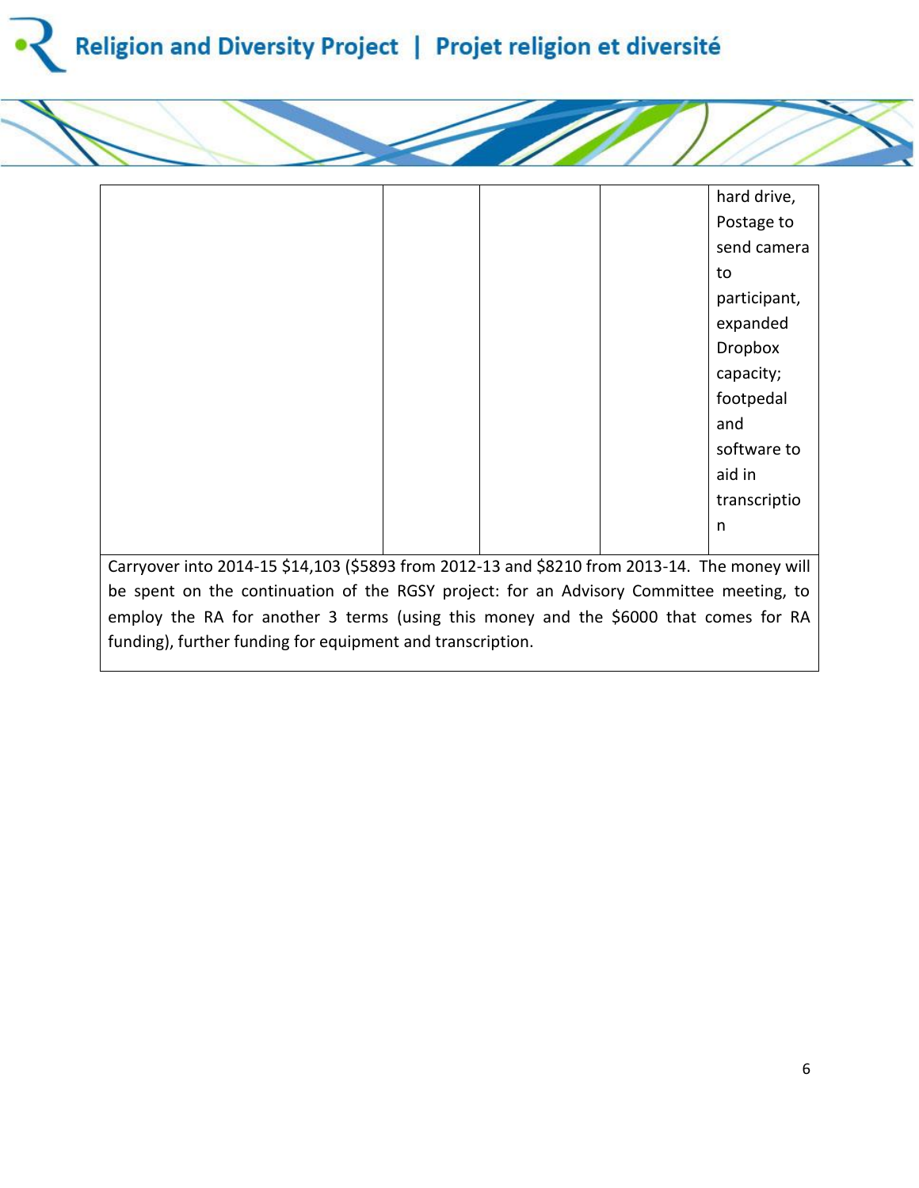| | | | | |
|---|---|---|---|---|
| | | | | hard drive, Postage to send camera to participant, expanded Dropbox capacity; footpedal and software to aid in transcription |

Carryover into 2014-15 $14,103 ($5893 from 2012-13 and $8210 from 2013-14. The money will be spent on the continuation of the RGSY project: for an Advisory Committee meeting, to employ the RA for another 3 terms (using this money and the $6000 that comes for RA funding), further funding for equipment and transcription.